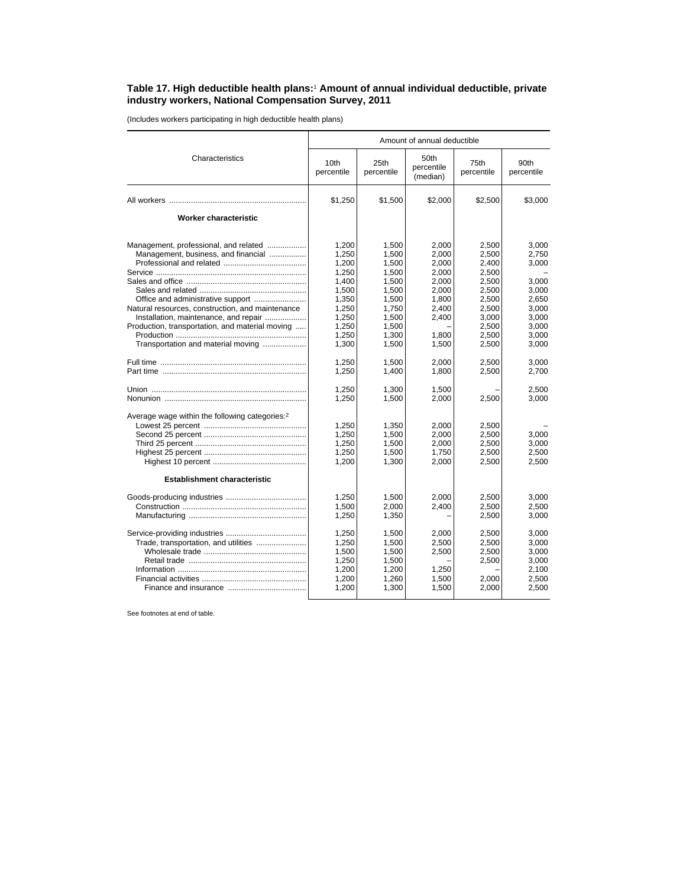# Table 17. High deductible health plans:[1] Amount of annual individual deductible, private industry workers, National Compensation Survey, 2011

(Includes workers participating in high deductible health plans)

| Characteristics | Amount of annual deductible | | | | |
|---|---|---|---|---|---|
| | 10th percentile | 25th percentile | 50th percentile (median) | 75th percentile | 90th percentile |
| All workers | $1,250 | $1,500 | $2,000 | $2,500 | $3,000 |
| **Worker characteristic** | | | | | |
| Management, professional, and related | 1,200 | 1,500 | 2,000 | 2,500 | 3,000 |
| Management, business, and financial | 1,250 | 1,500 | 2,000 | 2,500 | 2,750 |
| Professional and related | 1,200 | 1,500 | 2,000 | 2,400 | 3,000 |
| Service | 1,250 | 1,500 | 2,000 | 2,500 | – |
| Sales and office | 1,400 | 1,500 | 2,000 | 2,500 | 3,000 |
| Sales and related | 1,500 | 1,500 | 2,000 | 2,500 | 3,000 |
| Office and administrative support | 1,350 | 1,500 | 1,800 | 2,500 | 2,650 |
| Natural resources, construction, and maintenance | 1,250 | 1,750 | 2,400 | 2,500 | 3,000 |
| Installation, maintenance, and repair | 1,250 | 1,500 | 2,400 | 3,000 | 3,000 |
| Production, transportation, and material moving | 1,250 | 1,500 | – | 2,500 | 3,000 |
| Production | 1,250 | 1,300 | 1,800 | 2,500 | 3,000 |
| Transportation and material moving | 1,300 | 1,500 | 1,500 | 2,500 | 3,000 |
| Full time | 1,250 | 1,500 | 2,000 | 2,500 | 3,000 |
| Part time | 1,250 | 1,400 | 1,800 | 2,500 | 2,700 |
| Union | 1,250 | 1,300 | 1,500 | – | 2,500 |
| Nonunion | 1,250 | 1,500 | 2,000 | 2,500 | 3,000 |
| Average wage within the following categories:[2] | | | | | |
| Lowest 25 percent | 1,250 | 1,350 | 2,000 | 2,500 | – |
| Second 25 percent | 1,250 | 1,500 | 2,000 | 2,500 | 3,000 |
| Third 25 percent | 1,250 | 1,500 | 2,000 | 2,500 | 3,000 |
| Highest 25 percent | 1,250 | 1,500 | 1,750 | 2,500 | 2,500 |
| Highest 10 percent | 1,200 | 1,300 | 2,000 | 2,500 | 2,500 |
| **Establishment characteristic** | | | | | |
| Goods-producing industries | 1,250 | 1,500 | 2,000 | 2,500 | 3,000 |
| Construction | 1,500 | 2,000 | 2,400 | 2,500 | 2,500 |
| Manufacturing | 1,250 | 1,350 | – | 2,500 | 3,000 |
| Service-providing industries | 1,250 | 1,500 | 2,000 | 2,500 | 3,000 |
| Trade, transportation, and utilities | 1,250 | 1,500 | 2,500 | 2,500 | 3,000 |
| Wholesale trade | 1,500 | 1,500 | 2,500 | 2,500 | 3,000 |
| Retail trade | 1,250 | 1,500 | – | 2,500 | 3,000 |
| Information | 1,200 | 1,200 | 1,250 | – | 2,100 |
| Financial activities | 1,200 | 1,260 | 1,500 | 2,000 | 2,500 |
| Finance and insurance | 1,200 | 1,300 | 1,500 | 2,000 | 2,500 |

See footnotes at end of table.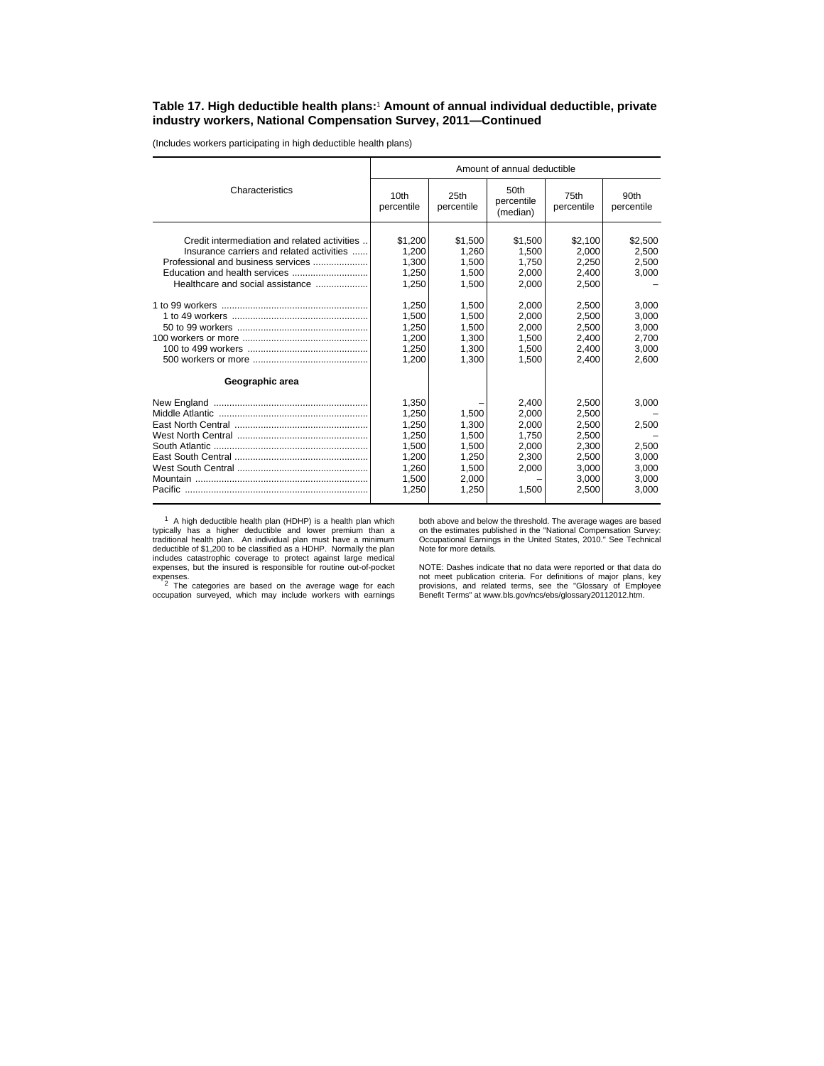## Table 17. High deductible health plans:[1] Amount of annual individual deductible, private industry workers, National Compensation Survey, 2011—Continued

(Includes workers participating in high deductible health plans)

| Characteristics | Amount of annual deductible | | | | |
|---|---|---|---|---|---|
| | 10th percentile | 25th percentile | 50th percentile (median) | 75th percentile | 90th percentile |
| Credit intermediation and related activities | $1,200 | $1,500 | $1,500 | $2,100 | $2,500 |
| Insurance carriers and related activities | 1,200 | 1,260 | 1,500 | 2,000 | 2,500 |
| Professional and business services | 1,300 | 1,500 | 1,750 | 2,250 | 2,500 |
| Education and health services | 1,250 | 1,500 | 2,000 | 2,400 | 3,000 |
| Healthcare and social assistance | 1,250 | 1,500 | 2,000 | 2,500 | – |
| 1 to 99 workers | 1,250 | 1,500 | 2,000 | 2,500 | 3,000 |
| 1 to 49 workers | 1,500 | 1,500 | 2,000 | 2,500 | 3,000 |
| 50 to 99 workers | 1,250 | 1,500 | 2,000 | 2,500 | 3,000 |
| 100 workers or more | 1,200 | 1,300 | 1,500 | 2,400 | 2,700 |
| 100 to 499 workers | 1,250 | 1,300 | 1,500 | 2,400 | 3,000 |
| 500 workers or more | 1,200 | 1,300 | 1,500 | 2,400 | 2,600 |
| **Geographic area** | | | | | |
| New England | 1,350 | – | 2,400 | 2,500 | 3,000 |
| Middle Atlantic | 1,250 | 1,500 | 2,000 | 2,500 | – |
| East North Central | 1,250 | 1,300 | 2,000 | 2,500 | 2,500 |
| West North Central | 1,250 | 1,500 | 1,750 | 2,500 | – |
| South Atlantic | 1,500 | 1,500 | 2,000 | 2,300 | 2,500 |
| East South Central | 1,200 | 1,250 | 2,300 | 2,500 | 3,000 |
| West South Central | 1,260 | 1,500 | 2,000 | 3,000 | 3,000 |
| Mountain | 1,500 | 2,000 | – | 3,000 | 3,000 |
| Pacific | 1,250 | 1,250 | 1,500 | 2,500 | 3,000 |

[1] A high deductible health plan (HDHP) is a health plan which typically has a higher deductible and lower premium than a traditional health plan. An individual plan must have a minimum deductible of $1,200 to be classified as a HDHP. Normally the plan includes catastrophic coverage to protect against large medical expenses, but the insured is responsible for routine out-of-pocket expenses.

[2] The categories are based on the average wage for each occupation surveyed, which may include workers with earnings both above and below the threshold. The average wages are based on the estimates published in the "National Compensation Survey: Occupational Earnings in the United States, 2010." See Technical Note for more details.

NOTE: Dashes indicate that no data were reported or that data do not meet publication criteria. For definitions of major plans, key provisions, and related terms, see the "Glossary of Employee Benefit Terms" at www.bls.gov/ncs/ebs/glossary20112012.htm.